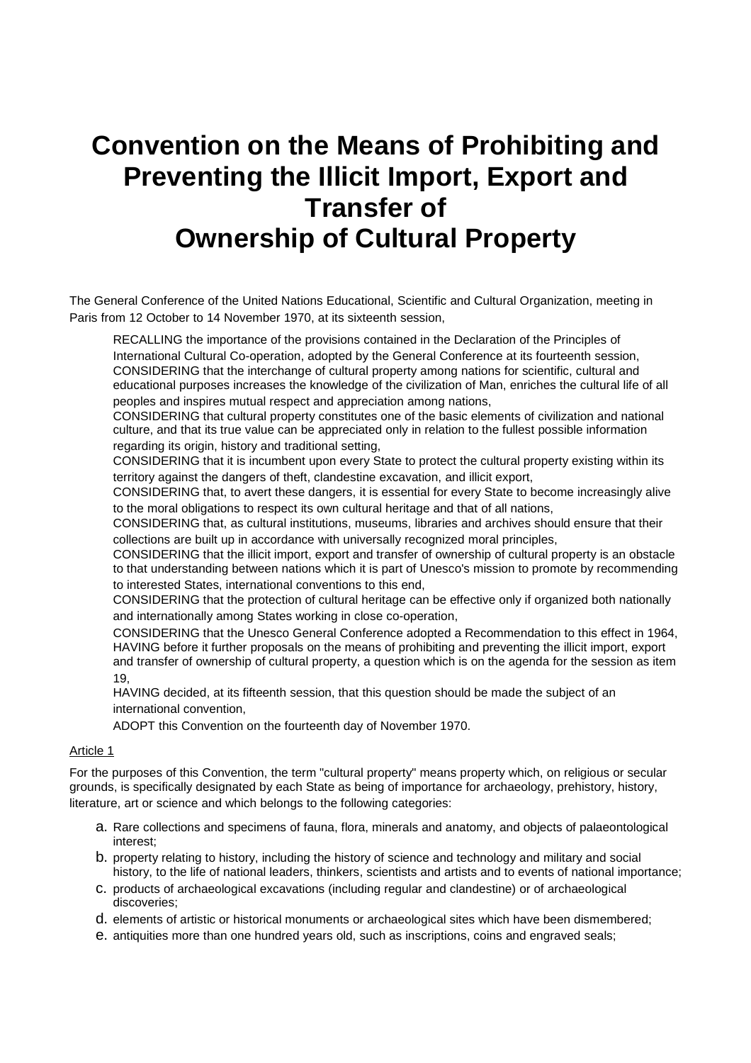# Convention on the Means of Prohibiting and Preventing the Illicit Import, Export and Transfer of Ownership of Cultural Property

The General Conference of the United Nations Educational, Scientific and Cultural Organization, meeting in Paris from 12 October to 14 November 1970, at its sixteenth session,

> RECALLING the importance of the provisions contained in the Declaration of the Principles of International Cultural Co-operation, adopted by the General Conference at its fourteenth session,
> CONSIDERING that the interchange of cultural property among nations for scientific, cultural and educational purposes increases the knowledge of the civilization of Man, enriches the cultural life of all peoples and inspires mutual respect and appreciation among nations,
> CONSIDERING that cultural property constitutes one of the basic elements of civilization and national culture, and that its true value can be appreciated only in relation to the fullest possible information regarding its origin, history and traditional setting,
> CONSIDERING that it is incumbent upon every State to protect the cultural property existing within its territory against the dangers of theft, clandestine excavation, and illicit export,
> CONSIDERING that, to avert these dangers, it is essential for every State to become increasingly alive to the moral obligations to respect its own cultural heritage and that of all nations,
> CONSIDERING that, as cultural institutions, museums, libraries and archives should ensure that their collections are built up in accordance with universally recognized moral principles,
> CONSIDERING that the illicit import, export and transfer of ownership of cultural property is an obstacle to that understanding between nations which it is part of Unesco's mission to promote by recommending to interested States, international conventions to this end,
> CONSIDERING that the protection of cultural heritage can be effective only if organized both nationally and internationally among States working in close co-operation,
> CONSIDERING that the Unesco General Conference adopted a Recommendation to this effect in 1964,
> HAVING before it further proposals on the means of prohibiting and preventing the illicit import, export and transfer of ownership of cultural property, a question which is on the agenda for the session as item 19,
> HAVING decided, at its fifteenth session, that this question should be made the subject of an international convention,
> ADOPT this Convention on the fourteenth day of November 1970.

## Article 1

For the purposes of this Convention, the term "cultural property" means property which, on religious or secular grounds, is specifically designated by each State as being of importance for archaeology, prehistory, history, literature, art or science and which belongs to the following categories:

a. Rare collections and specimens of fauna, flora, minerals and anatomy, and objects of palaeontological interest;
b. property relating to history, including the history of science and technology and military and social history, to the life of national leaders, thinkers, scientists and artists and to events of national importance;
c. products of archaeological excavations (including regular and clandestine) or of archaeological discoveries;
d. elements of artistic or historical monuments or archaeological sites which have been dismembered;
e. antiquities more than one hundred years old, such as inscriptions, coins and engraved seals;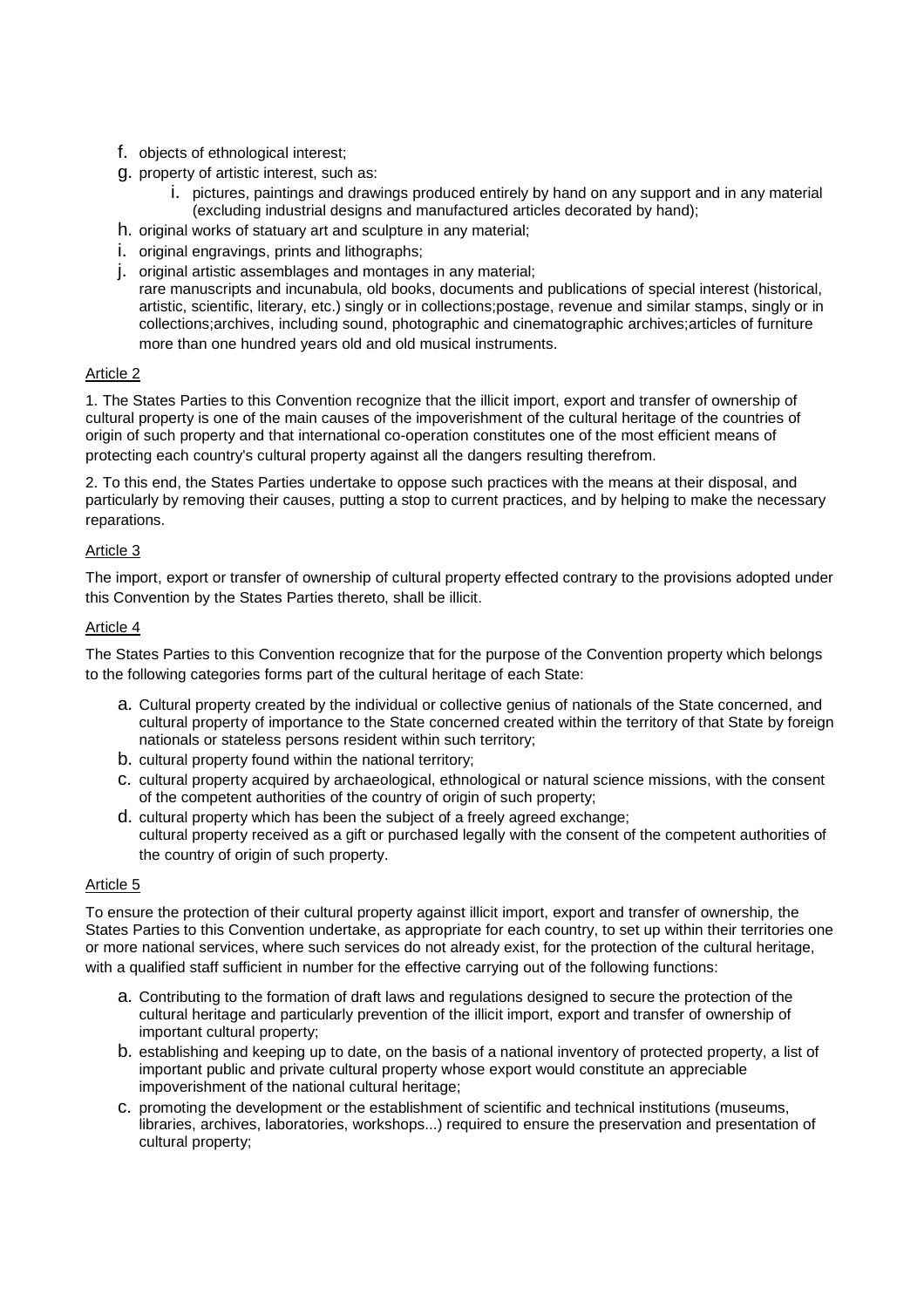f. objects of ethnological interest;
g. property of artistic interest, such as:
    i. pictures, paintings and drawings produced entirely by hand on any support and in any material (excluding industrial designs and manufactured articles decorated by hand);
h. original works of statuary art and sculpture in any material;
i. original engravings, prints and lithographs;
j. original artistic assemblages and montages in any material;
rare manuscripts and incunabula, old books, documents and publications of special interest (historical, artistic, scientific, literary, etc.) singly or in collections;postage, revenue and similar stamps, singly or in collections;archives, including sound, photographic and cinematographic archives;articles of furniture more than one hundred years old and old musical instruments.

Article 2

1. The States Parties to this Convention recognize that the illicit import, export and transfer of ownership of cultural property is one of the main causes of the impoverishment of the cultural heritage of the countries of origin of such property and that international co-operation constitutes one of the most efficient means of protecting each country's cultural property against all the dangers resulting therefrom.

2. To this end, the States Parties undertake to oppose such practices with the means at their disposal, and particularly by removing their causes, putting a stop to current practices, and by helping to make the necessary reparations.

Article 3

The import, export or transfer of ownership of cultural property effected contrary to the provisions adopted under this Convention by the States Parties thereto, shall be illicit.

Article 4

The States Parties to this Convention recognize that for the purpose of the Convention property which belongs to the following categories forms part of the cultural heritage of each State:

a. Cultural property created by the individual or collective genius of nationals of the State concerned, and cultural property of importance to the State concerned created within the territory of that State by foreign nationals or stateless persons resident within such territory;
b. cultural property found within the national territory;
c. cultural property acquired by archaeological, ethnological or natural science missions, with the consent of the competent authorities of the country of origin of such property;
d. cultural property which has been the subject of a freely agreed exchange;
cultural property received as a gift or purchased legally with the consent of the competent authorities of the country of origin of such property.

Article 5

To ensure the protection of their cultural property against illicit import, export and transfer of ownership, the States Parties to this Convention undertake, as appropriate for each country, to set up within their territories one or more national services, where such services do not already exist, for the protection of the cultural heritage, with a qualified staff sufficient in number for the effective carrying out of the following functions:

a. Contributing to the formation of draft laws and regulations designed to secure the protection of the cultural heritage and particularly prevention of the illicit import, export and transfer of ownership of important cultural property;
b. establishing and keeping up to date, on the basis of a national inventory of protected property, a list of important public and private cultural property whose export would constitute an appreciable impoverishment of the national cultural heritage;
c. promoting the development or the establishment of scientific and technical institutions (museums, libraries, archives, laboratories, workshops...) required to ensure the preservation and presentation of cultural property;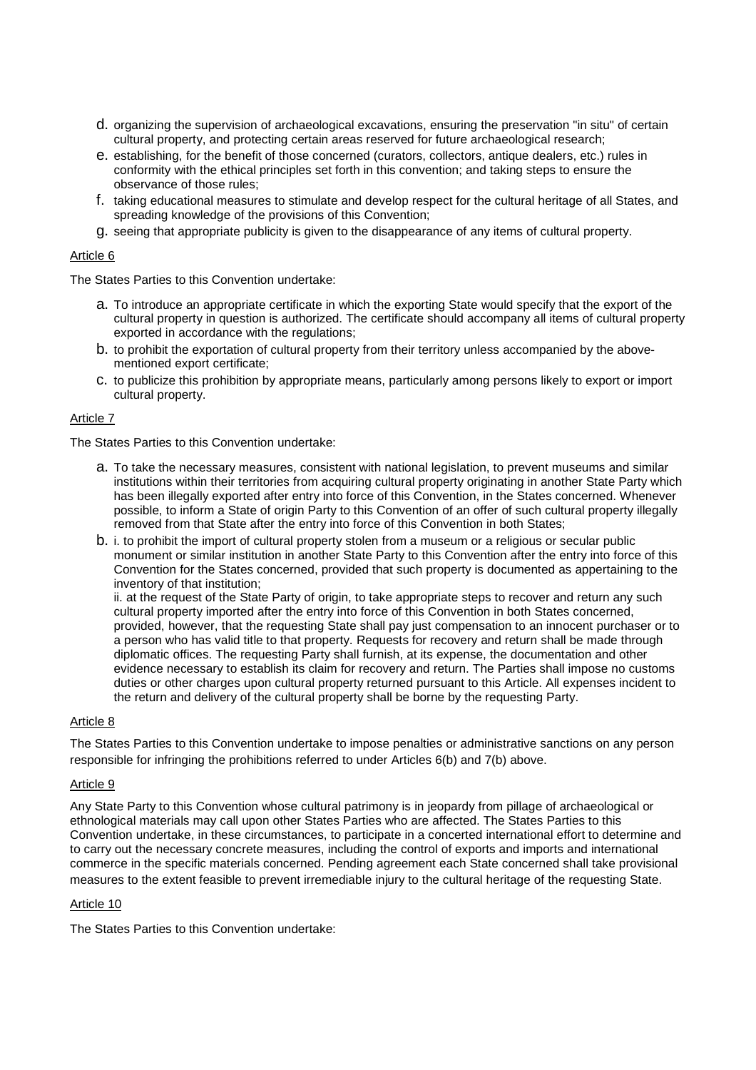d. organizing the supervision of archaeological excavations, ensuring the preservation "in situ" of certain cultural property, and protecting certain areas reserved for future archaeological research;
e. establishing, for the benefit of those concerned (curators, collectors, antique dealers, etc.) rules in conformity with the ethical principles set forth in this convention; and taking steps to ensure the observance of those rules;
f. taking educational measures to stimulate and develop respect for the cultural heritage of all States, and spreading knowledge of the provisions of this Convention;
g. seeing that appropriate publicity is given to the disappearance of any items of cultural property.

Article 6

The States Parties to this Convention undertake:

a. To introduce an appropriate certificate in which the exporting State would specify that the export of the cultural property in question is authorized. The certificate should accompany all items of cultural property exported in accordance with the regulations;
b. to prohibit the exportation of cultural property from their territory unless accompanied by the above-mentioned export certificate;
c. to publicize this prohibition by appropriate means, particularly among persons likely to export or import cultural property.

Article 7

The States Parties to this Convention undertake:

a. To take the necessary measures, consistent with national legislation, to prevent museums and similar institutions within their territories from acquiring cultural property originating in another State Party which has been illegally exported after entry into force of this Convention, in the States concerned. Whenever possible, to inform a State of origin Party to this Convention of an offer of such cultural property illegally removed from that State after the entry into force of this Convention in both States;
b. i. to prohibit the import of cultural property stolen from a museum or a religious or secular public monument or similar institution in another State Party to this Convention after the entry into force of this Convention for the States concerned, provided that such property is documented as appertaining to the inventory of that institution;
ii. at the request of the State Party of origin, to take appropriate steps to recover and return any such cultural property imported after the entry into force of this Convention in both States concerned, provided, however, that the requesting State shall pay just compensation to an innocent purchaser or to a person who has valid title to that property. Requests for recovery and return shall be made through diplomatic offices. The requesting Party shall furnish, at its expense, the documentation and other evidence necessary to establish its claim for recovery and return. The Parties shall impose no customs duties or other charges upon cultural property returned pursuant to this Article. All expenses incident to the return and delivery of the cultural property shall be borne by the requesting Party.

Article 8

The States Parties to this Convention undertake to impose penalties or administrative sanctions on any person responsible for infringing the prohibitions referred to under Articles 6(b) and 7(b) above.

Article 9

Any State Party to this Convention whose cultural patrimony is in jeopardy from pillage of archaeological or ethnological materials may call upon other States Parties who are affected. The States Parties to this Convention undertake, in these circumstances, to participate in a concerted international effort to determine and to carry out the necessary concrete measures, including the control of exports and imports and international commerce in the specific materials concerned. Pending agreement each State concerned shall take provisional measures to the extent feasible to prevent irremediable injury to the cultural heritage of the requesting State.

Article 10

The States Parties to this Convention undertake: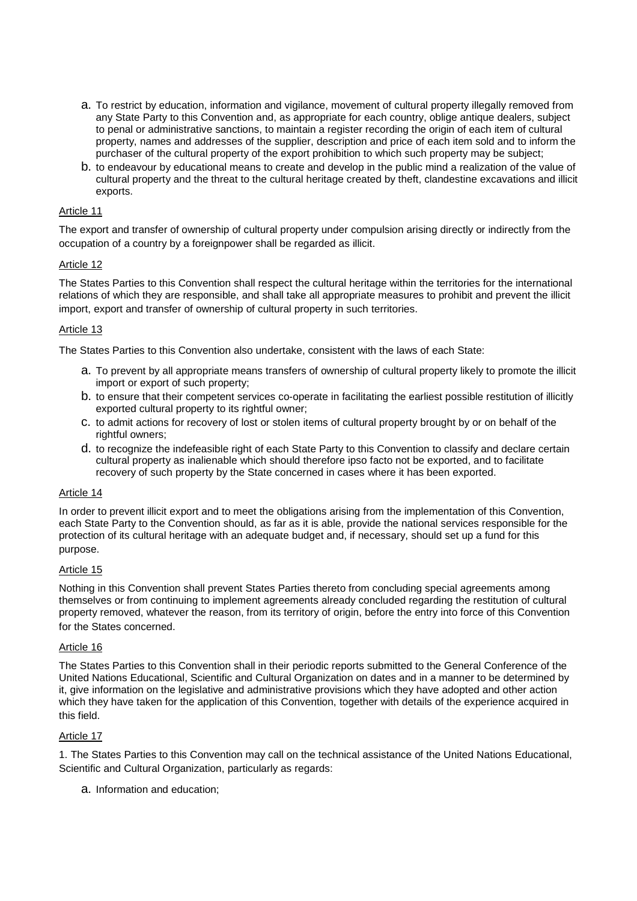a. To restrict by education, information and vigilance, movement of cultural property illegally removed from any State Party to this Convention and, as appropriate for each country, oblige antique dealers, subject to penal or administrative sanctions, to maintain a register recording the origin of each item of cultural property, names and addresses of the supplier, description and price of each item sold and to inform the purchaser of the cultural property of the export prohibition to which such property may be subject;

b. to endeavour by educational means to create and develop in the public mind a realization of the value of cultural property and the threat to the cultural heritage created by theft, clandestine excavations and illicit exports.

Article 11

The export and transfer of ownership of cultural property under compulsion arising directly or indirectly from the occupation of a country by a foreignpower shall be regarded as illicit.

Article 12

The States Parties to this Convention shall respect the cultural heritage within the territories for the international relations of which they are responsible, and shall take all appropriate measures to prohibit and prevent the illicit import, export and transfer of ownership of cultural property in such territories.

Article 13

The States Parties to this Convention also undertake, consistent with the laws of each State:

a. To prevent by all appropriate means transfers of ownership of cultural property likely to promote the illicit import or export of such property;

b. to ensure that their competent services co-operate in facilitating the earliest possible restitution of illicitly exported cultural property to its rightful owner;

c. to admit actions for recovery of lost or stolen items of cultural property brought by or on behalf of the rightful owners;

d. to recognize the indefeasible right of each State Party to this Convention to classify and declare certain cultural property as inalienable which should therefore ipso facto not be exported, and to facilitate recovery of such property by the State concerned in cases where it has been exported.

Article 14

In order to prevent illicit export and to meet the obligations arising from the implementation of this Convention, each State Party to the Convention should, as far as it is able, provide the national services responsible for the protection of its cultural heritage with an adequate budget and, if necessary, should set up a fund for this purpose.

Article 15

Nothing in this Convention shall prevent States Parties thereto from concluding special agreements among themselves or from continuing to implement agreements already concluded regarding the restitution of cultural property removed, whatever the reason, from its territory of origin, before the entry into force of this Convention for the States concerned.

Article 16

The States Parties to this Convention shall in their periodic reports submitted to the General Conference of the United Nations Educational, Scientific and Cultural Organization on dates and in a manner to be determined by it, give information on the legislative and administrative provisions which they have adopted and other action which they have taken for the application of this Convention, together with details of the experience acquired in this field.

Article 17

1. The States Parties to this Convention may call on the technical assistance of the United Nations Educational, Scientific and Cultural Organization, particularly as regards:

a. Information and education;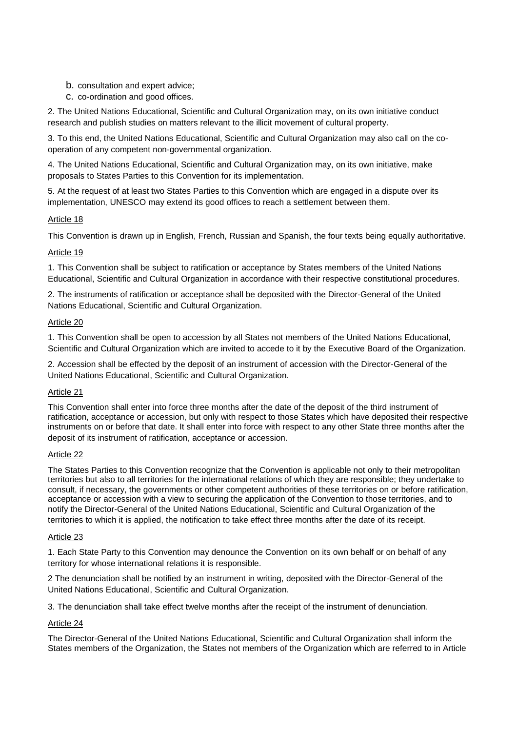b. consultation and expert advice;
c. co-ordination and good offices.

2. The United Nations Educational, Scientific and Cultural Organization may, on its own initiative conduct research and publish studies on matters relevant to the illicit movement of cultural property.

3. To this end, the United Nations Educational, Scientific and Cultural Organization may also call on the co-operation of any competent non-governmental organization.

4. The United Nations Educational, Scientific and Cultural Organization may, on its own initiative, make proposals to States Parties to this Convention for its implementation.

5. At the request of at least two States Parties to this Convention which are engaged in a dispute over its implementation, UNESCO may extend its good offices to reach a settlement between them.

Article 18

This Convention is drawn up in English, French, Russian and Spanish, the four texts being equally authoritative.

Article 19

1. This Convention shall be subject to ratification or acceptance by States members of the United Nations Educational, Scientific and Cultural Organization in accordance with their respective constitutional procedures.

2. The instruments of ratification or acceptance shall be deposited with the Director-General of the United Nations Educational, Scientific and Cultural Organization.

Article 20

1. This Convention shall be open to accession by all States not members of the United Nations Educational, Scientific and Cultural Organization which are invited to accede to it by the Executive Board of the Organization.

2. Accession shall be effected by the deposit of an instrument of accession with the Director-General of the United Nations Educational, Scientific and Cultural Organization.

Article 21

This Convention shall enter into force three months after the date of the deposit of the third instrument of ratification, acceptance or accession, but only with respect to those States which have deposited their respective instruments on or before that date. It shall enter into force with respect to any other State three months after the deposit of its instrument of ratification, acceptance or accession.

Article 22

The States Parties to this Convention recognize that the Convention is applicable not only to their metropolitan territories but also to all territories for the international relations of which they are responsible; they undertake to consult, if necessary, the governments or other competent authorities of these territories on or before ratification, acceptance or accession with a view to securing the application of the Convention to those territories, and to notify the Director-General of the United Nations Educational, Scientific and Cultural Organization of the territories to which it is applied, the notification to take effect three months after the date of its receipt.

Article 23

1. Each State Party to this Convention may denounce the Convention on its own behalf or on behalf of any territory for whose international relations it is responsible.

2 The denunciation shall be notified by an instrument in writing, deposited with the Director-General of the United Nations Educational, Scientific and Cultural Organization.

3. The denunciation shall take effect twelve months after the receipt of the instrument of denunciation.

Article 24

The Director-General of the United Nations Educational, Scientific and Cultural Organization shall inform the States members of the Organization, the States not members of the Organization which are referred to in Article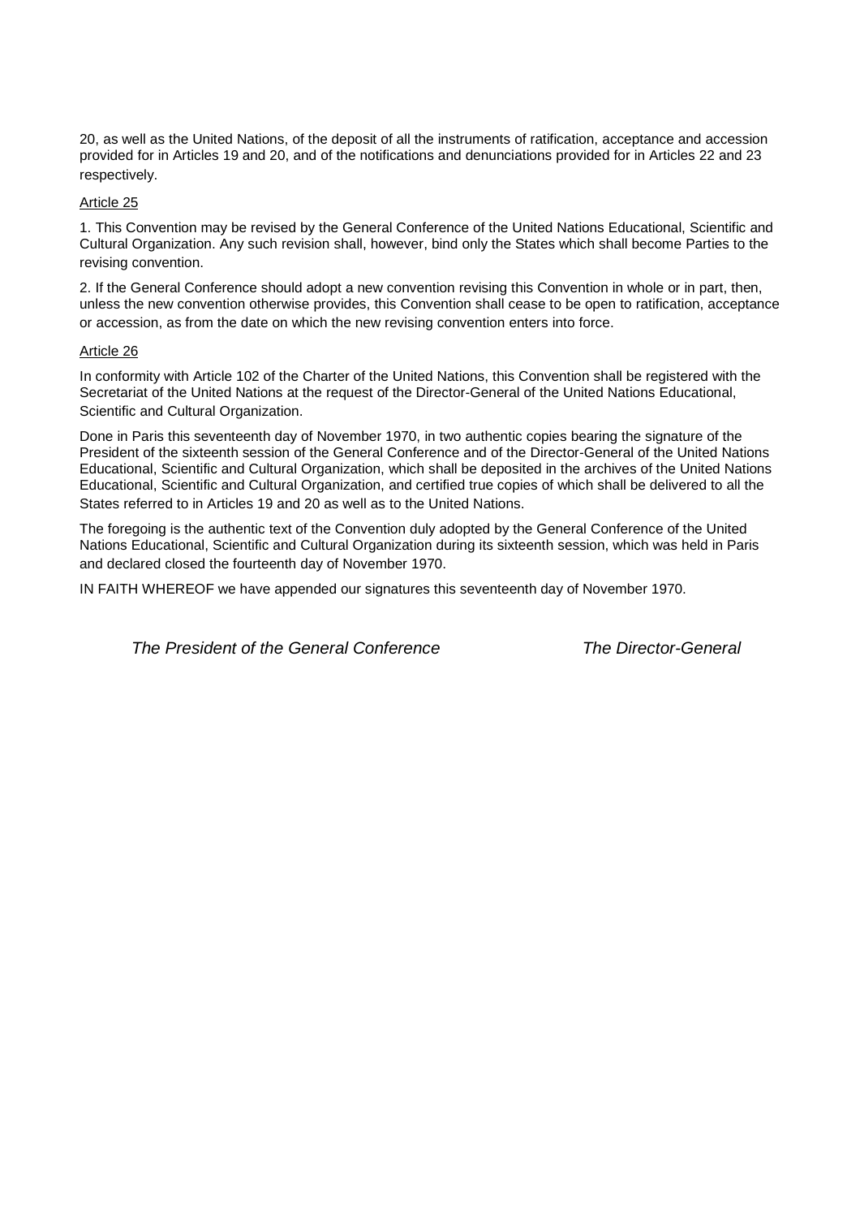20, as well as the United Nations, of the deposit of all the instruments of ratification, acceptance and accession provided for in Articles 19 and 20, and of the notifications and denunciations provided for in Articles 22 and 23 respectively.

Article 25

1. This Convention may be revised by the General Conference of the United Nations Educational, Scientific and Cultural Organization. Any such revision shall, however, bind only the States which shall become Parties to the revising convention.

2. If the General Conference should adopt a new convention revising this Convention in whole or in part, then, unless the new convention otherwise provides, this Convention shall cease to be open to ratification, acceptance or accession, as from the date on which the new revising convention enters into force.

Article 26

In conformity with Article 102 of the Charter of the United Nations, this Convention shall be registered with the Secretariat of the United Nations at the request of the Director-General of the United Nations Educational, Scientific and Cultural Organization.

Done in Paris this seventeenth day of November 1970, in two authentic copies bearing the signature of the President of the sixteenth session of the General Conference and of the Director-General of the United Nations Educational, Scientific and Cultural Organization, which shall be deposited in the archives of the United Nations Educational, Scientific and Cultural Organization, and certified true copies of which shall be delivered to all the States referred to in Articles 19 and 20 as well as to the United Nations.

The foregoing is the authentic text of the Convention duly adopted by the General Conference of the United Nations Educational, Scientific and Cultural Organization during its sixteenth session, which was held in Paris and declared closed the fourteenth day of November 1970.

IN FAITH WHEREOF we have appended our signatures this seventeenth day of November 1970.

*The President of the General Conference* *The Director-General*